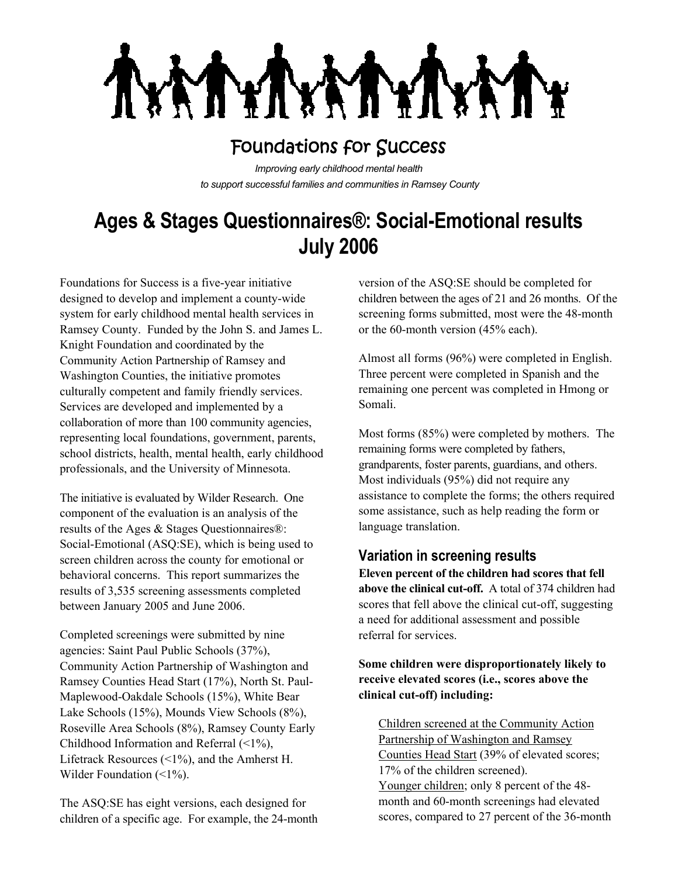# Foundations for Success

*Improving early childhood mental health to support successful families and communities in Ramsey County*

# Ages & Stages Questionnaires®: Social-Emotional results July 2006

Foundations for Success is a five-year initiative designed to develop and implement a county-wide system for early childhood mental health services in Ramsey County. Funded by the John S. and James L. Knight Foundation and coordinated by the Community Action Partnership of Ramsey and Washington Counties, the initiative promotes culturally competent and family friendly services. Services are developed and implemented by a collaboration of more than 100 community agencies, representing local foundations, government, parents, school districts, health, mental health, early childhood professionals, and the University of Minnesota.

The initiative is evaluated by Wilder Research. One component of the evaluation is an analysis of the results of the Ages & Stages Questionnaires®: Social-Emotional (ASQ:SE), which is being used to screen children across the county for emotional or behavioral concerns. This report summarizes the results of 3,535 screening assessments completed between January 2005 and June 2006.

Completed screenings were submitted by nine agencies: Saint Paul Public Schools (37%), Community Action Partnership of Washington and Ramsey Counties Head Start (17%), North St. Paul-Maplewood-Oakdale Schools (15%), White Bear Lake Schools (15%), Mounds View Schools (8%), Roseville Area Schools (8%), Ramsey County Early Childhood Information and Referral (<1%), Lifetrack Resources (<1%), and the Amherst H. Wilder Foundation (<1%).

The ASQ:SE has eight versions, each designed for children of a specific age. For example, the 24-month version of the ASQ:SE should be completed for children between the ages of 21 and 26 months. Of the screening forms submitted, most were the 48-month or the 60-month version (45% each).

Almost all forms (96%) were completed in English. Three percent were completed in Spanish and the remaining one percent was completed in Hmong or Somali.

Most forms (85%) were completed by mothers. The remaining forms were completed by fathers, grandparents, foster parents, guardians, and others. Most individuals (95%) did not require any assistance to complete the forms; the others required some assistance, such as help reading the form or language translation.

## Variation in screening results

**Eleven percent of the children had scores that fell above the clinical cut-off.** A total of 374 children had scores that fell above the clinical cut-off, suggesting a need for additional assessment and possible referral for services.

**Some children were disproportionately likely to receive elevated scores (i.e., scores above the clinical cut-off) including:**

Children screened at the Community Action Partnership of Washington and Ramsey Counties Head Start (39% of elevated scores; 17% of the children screened).

Younger children; only 8 percent of the 48-month and 60-month screenings had elevated scores, compared to 27 percent of the 36-month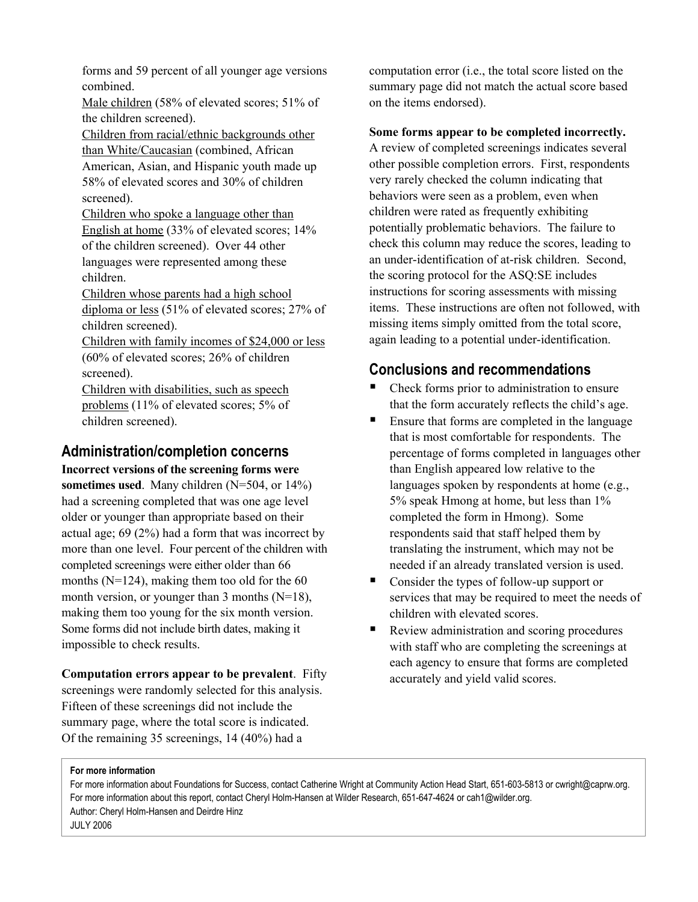forms and 59 percent of all younger age versions combined.

Male children (58% of elevated scores; 51% of the children screened).

Children from racial/ethnic backgrounds other than White/Caucasian (combined, African American, Asian, and Hispanic youth made up 58% of elevated scores and 30% of children screened).

Children who spoke a language other than English at home (33% of elevated scores; 14% of the children screened). Over 44 other languages were represented among these children.

Children whose parents had a high school diploma or less (51% of elevated scores; 27% of children screened).

Children with family incomes of $24,000 or less (60% of elevated scores; 26% of children screened).

Children with disabilities, such as speech problems (11% of elevated scores; 5% of children screened).

## Administration/completion concerns

**Incorrect versions of the screening forms were sometimes used**. Many children (N=504, or 14%) had a screening completed that was one age level older or younger than appropriate based on their actual age; 69 (2%) had a form that was incorrect by more than one level. Four percent of the children with completed screenings were either older than 66 months (N=124), making them too old for the 60 month version, or younger than 3 months (N=18), making them too young for the six month version. Some forms did not include birth dates, making it impossible to check results.

**Computation errors appear to be prevalent**. Fifty screenings were randomly selected for this analysis. Fifteen of these screenings did not include the summary page, where the total score is indicated. Of the remaining 35 screenings, 14 (40%) had a computation error (i.e., the total score listed on the summary page did not match the actual score based on the items endorsed).

**Some forms appear to be completed incorrectly.** A review of completed screenings indicates several other possible completion errors. First, respondents very rarely checked the column indicating that behaviors were seen as a problem, even when children were rated as frequently exhibiting potentially problematic behaviors. The failure to check this column may reduce the scores, leading to an under-identification of at-risk children. Second, the scoring protocol for the ASQ:SE includes instructions for scoring assessments with missing items. These instructions are often not followed, with missing items simply omitted from the total score, again leading to a potential under-identification.

## Conclusions and recommendations

- Check forms prior to administration to ensure that the form accurately reflects the child's age.
- Ensure that forms are completed in the language that is most comfortable for respondents. The percentage of forms completed in languages other than English appeared low relative to the languages spoken by respondents at home (e.g., 5% speak Hmong at home, but less than 1% completed the form in Hmong). Some respondents said that staff helped them by translating the instrument, which may not be needed if an already translated version is used.
- Consider the types of follow-up support or services that may be required to meet the needs of children with elevated scores.
- Review administration and scoring procedures with staff who are completing the screenings at each agency to ensure that forms are completed accurately and yield valid scores.

**For more information**

For more information about Foundations for Success, contact Catherine Wright at Community Action Head Start, 651-603-5813 or cwright@caprw.org.
For more information about this report, contact Cheryl Holm-Hansen at Wilder Research, 651-647-4624 or cah1@wilder.org.
Author: Cheryl Holm-Hansen and Deirdre Hinz
JULY 2006